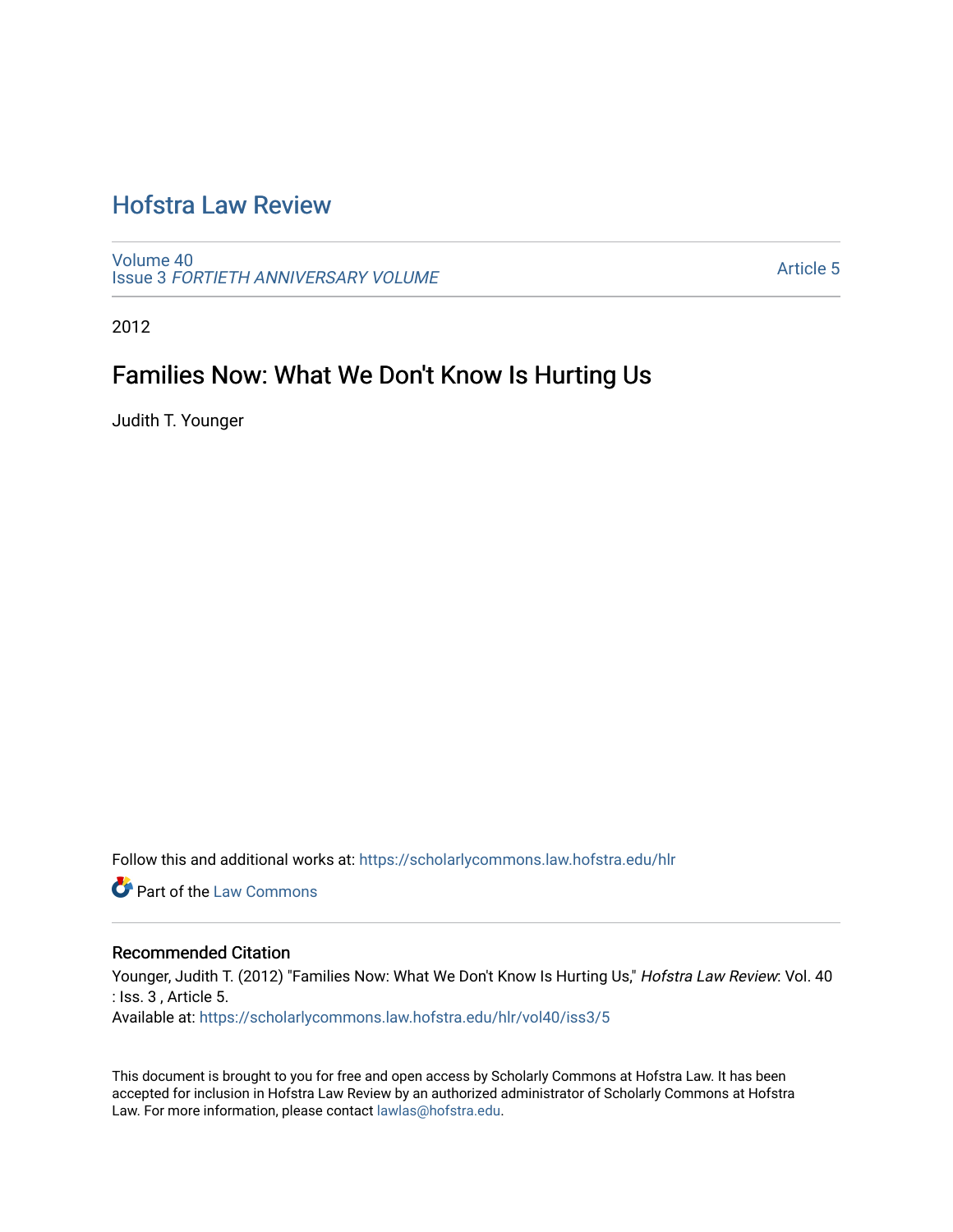# Hofstra Law Review

Volume 40
Issue 3 *FORTIETH ANNIVERSARY VOLUME*

Article 5

2012

## Families Now: What We Don't Know Is Hurting Us

Judith T. Younger

Follow this and additional works at: https://scholarlycommons.law.hofstra.edu/hlr

Part of the Law Commons

### Recommended Citation

Younger, Judith T. (2012) "Families Now: What We Don't Know Is Hurting Us," *Hofstra Law Review*: Vol. 40 : Iss. 3 , Article 5.
Available at: https://scholarlycommons.law.hofstra.edu/hlr/vol40/iss3/5

This document is brought to you for free and open access by Scholarly Commons at Hofstra Law. It has been accepted for inclusion in Hofstra Law Review by an authorized administrator of Scholarly Commons at Hofstra Law. For more information, please contact lawlas@hofstra.edu.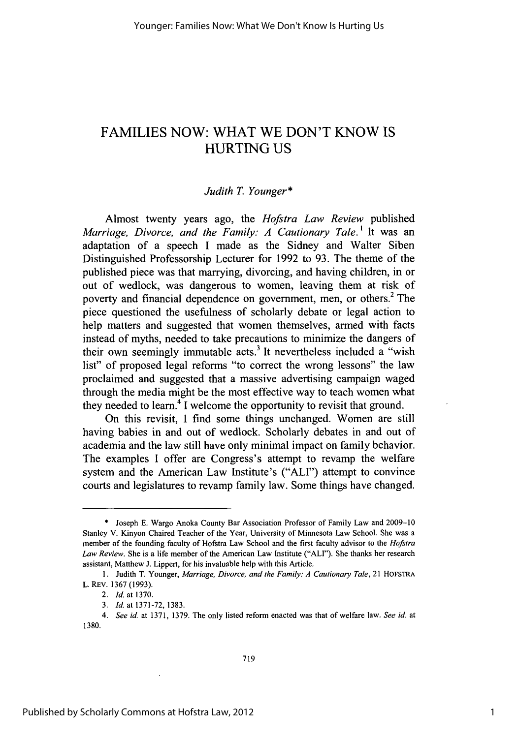# FAMILIES NOW: WHAT WE DON'T KNOW IS HURTING US

*Judith T. Younger\**

Almost twenty years ago, the *Hofstra Law Review* published *Marriage, Divorce, and the Family: A Cautionary Tale.*[1] It was an adaptation of a speech I made as the Sidney and Walter Siben Distinguished Professorship Lecturer for 1992 to 93. The theme of the published piece was that marrying, divorcing, and having children, in or out of wedlock, was dangerous to women, leaving them at risk of poverty and financial dependence on government, men, or others.[2] The piece questioned the usefulness of scholarly debate or legal action to help matters and suggested that women themselves, armed with facts instead of myths, needed to take precautions to minimize the dangers of their own seemingly immutable acts.[3] It nevertheless included a "wish list" of proposed legal reforms "to correct the wrong lessons" the law proclaimed and suggested that a massive advertising campaign waged through the media might be the most effective way to teach women what they needed to learn.[4] I welcome the opportunity to revisit that ground.

On this revisit, I find some things unchanged. Women are still having babies in and out of wedlock. Scholarly debates in and out of academia and the law still have only minimal impact on family behavior. The examples I offer are Congress's attempt to revamp the welfare system and the American Law Institute's ("ALI") attempt to convince courts and legislatures to revamp family law. Some things have changed.

---

\* Joseph E. Wargo Anoka County Bar Association Professor of Family Law and 2009–10 Stanley V. Kinyon Chaired Teacher of the Year, University of Minnesota Law School. She was a member of the founding faculty of Hofstra Law School and the first faculty advisor to the *Hofstra Law Review*. She is a life member of the American Law Institute ("ALI"). She thanks her research assistant, Matthew J. Lippert, for his invaluable help with this Article.

1. Judith T. Younger, *Marriage, Divorce, and the Family: A Cautionary Tale*, 21 HOFSTRA L. REV. 1367 (1993).

2. *Id.* at 1370.

3. *Id.* at 1371-72, 1383.

4. *See id.* at 1371, 1379. The only listed reform enacted was that of welfare law. *See id.* at 1380.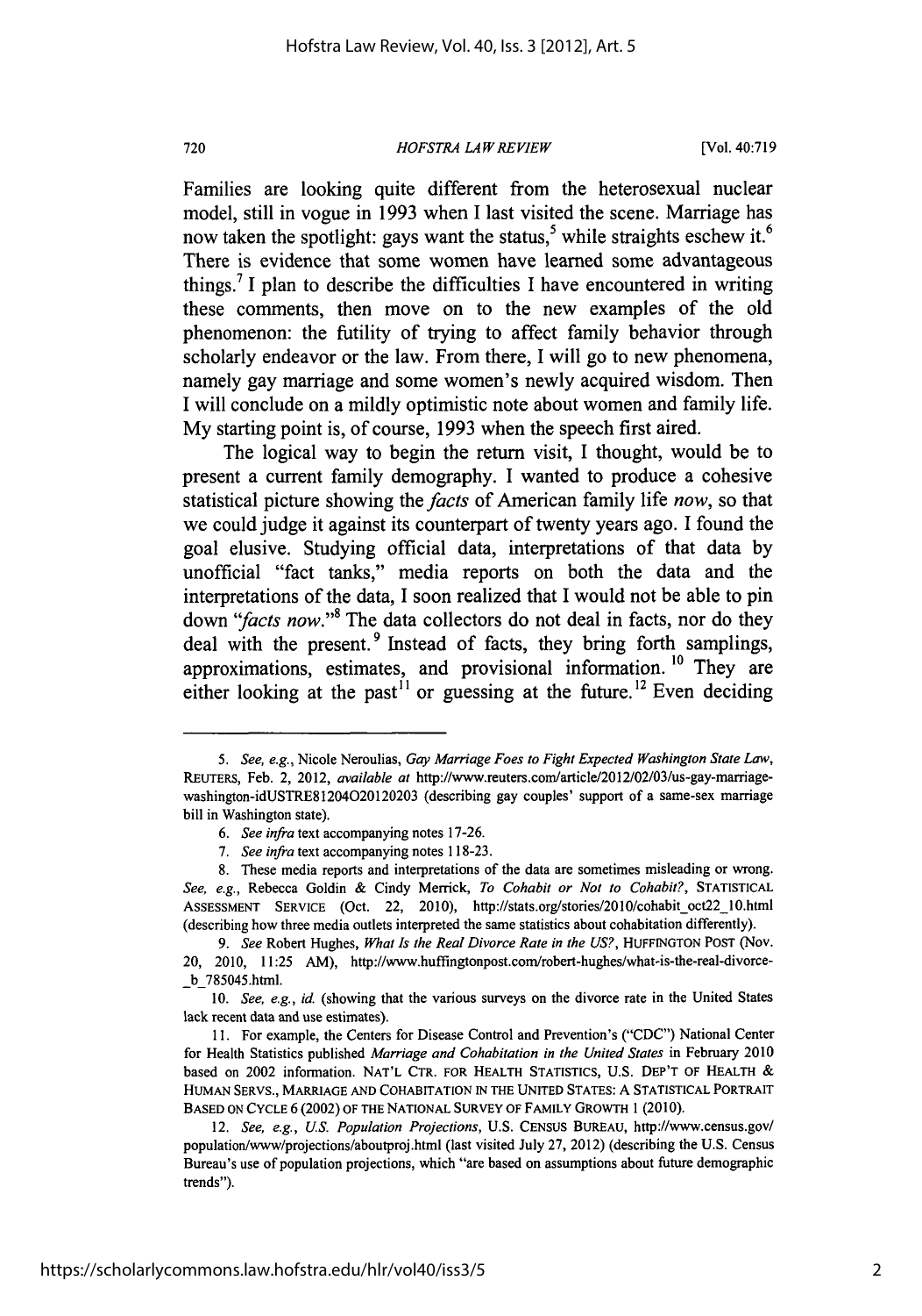Families are looking quite different from the heterosexual nuclear model, still in vogue in 1993 when I last visited the scene. Marriage has now taken the spotlight: gays want the status,[5] while straights eschew it.[6] There is evidence that some women have learned some advantageous things.[7] I plan to describe the difficulties I have encountered in writing these comments, then move on to the new examples of the old phenomenon: the futility of trying to affect family behavior through scholarly endeavor or the law. From there, I will go to new phenomena, namely gay marriage and some women's newly acquired wisdom. Then I will conclude on a mildly optimistic note about women and family life. My starting point is, of course, 1993 when the speech first aired.

The logical way to begin the return visit, I thought, would be to present a current family demography. I wanted to produce a cohesive statistical picture showing the *facts* of American family life *now*, so that we could judge it against its counterpart of twenty years ago. I found the goal elusive. Studying official data, interpretations of that data by unofficial "fact tanks," media reports on both the data and the interpretations of the data, I soon realized that I would not be able to pin down "*facts now*."[8] The data collectors do not deal in facts, nor do they deal with the present.[9] Instead of facts, they bring forth samplings, approximations, estimates, and provisional information.[10] They are either looking at the past[11] or guessing at the future.[12] Even deciding

---

5. *See, e.g.*, Nicole Neroulias, *Gay Marriage Foes to Fight Expected Washington State Law*, REUTERS, Feb. 2, 2012, *available at* http://www.reuters.com/article/2012/02/03/us-gay-marriage-washington-idUSTRE81204O20120203 (describing gay couples' support of a same-sex marriage bill in Washington state).

6. *See infra* text accompanying notes 17-26.

7. *See infra* text accompanying notes 118-23.

8. These media reports and interpretations of the data are sometimes misleading or wrong. *See, e.g.*, Rebecca Goldin & Cindy Merrick, *To Cohabit or Not to Cohabit?*, STATISTICAL ASSESSMENT SERVICE (Oct. 22, 2010), http://stats.org/stories/2010/cohabit_oct22_10.html (describing how three media outlets interpreted the same statistics about cohabitation differently).

9. *See* Robert Hughes, *What Is the Real Divorce Rate in the US?*, HUFFINGTON POST (Nov. 20, 2010, 11:25 AM), http://www.huffingtonpost.com/robert-hughes/what-is-the-real-divorce-_b_785045.html.

10. *See, e.g.*, *id.* (showing that the various surveys on the divorce rate in the United States lack recent data and use estimates).

11. For example, the Centers for Disease Control and Prevention's ("CDC") National Center for Health Statistics published *Marriage and Cohabitation in the United States* in February 2010 based on 2002 information. NAT'L CTR. FOR HEALTH STATISTICS, U.S. DEP'T OF HEALTH & HUMAN SERVS., MARRIAGE AND COHABITATION IN THE UNITED STATES: A STATISTICAL PORTRAIT BASED ON CYCLE 6 (2002) OF THE NATIONAL SURVEY OF FAMILY GROWTH 1 (2010).

12. *See, e.g.*, *U.S. Population Projections*, U.S. CENSUS BUREAU, http://www.census.gov/population/www/projections/aboutproj.html (last visited July 27, 2012) (describing the U.S. Census Bureau's use of population projections, which "are based on assumptions about future demographic trends").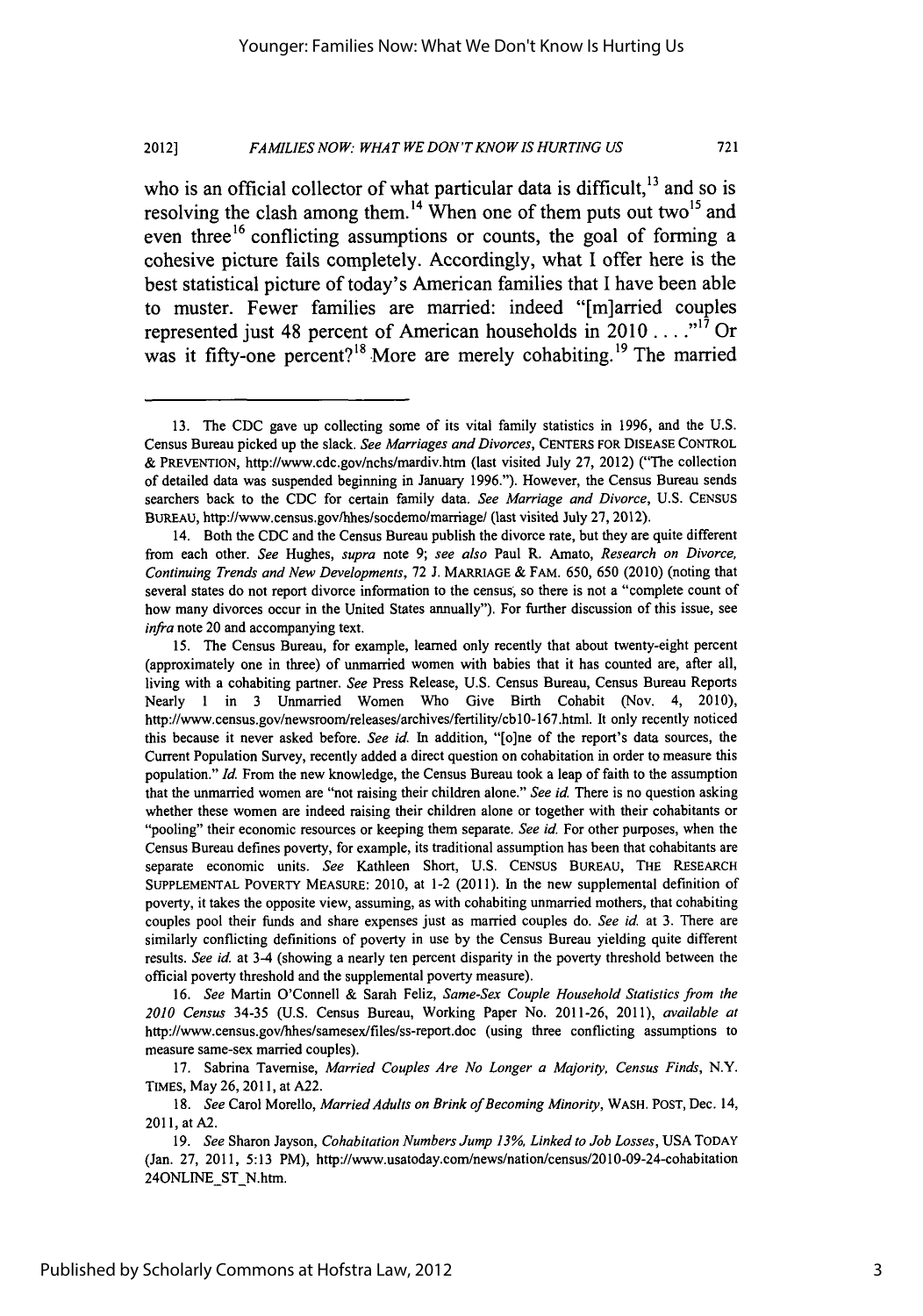who is an official collector of what particular data is difficult,[13] and so is resolving the clash among them.[14] When one of them puts out two[15] and even three[16] conflicting assumptions or counts, the goal of forming a cohesive picture fails completely. Accordingly, what I offer here is the best statistical picture of today's American families that I have been able to muster. Fewer families are married: indeed "[m]arried couples represented just 48 percent of American households in 2010 . . . ."[17] Or was it fifty-one percent?[18] More are merely cohabiting.[19] The married

---

13. The CDC gave up collecting some of its vital family statistics in 1996, and the U.S. Census Bureau picked up the slack. *See Marriages and Divorces*, CENTERS FOR DISEASE CONTROL & PREVENTION, http://www.cdc.gov/nchs/mardiv.htm (last visited July 27, 2012) ("The collection of detailed data was suspended beginning in January 1996."). However, the Census Bureau sends searchers back to the CDC for certain family data. *See Marriage and Divorce*, U.S. CENSUS BUREAU, http://www.census.gov/hhes/socdemo/marriage/ (last visited July 27, 2012).

14. Both the CDC and the Census Bureau publish the divorce rate, but they are quite different from each other. *See* Hughes, *supra* note 9; *see also* Paul R. Amato, *Research on Divorce, Continuing Trends and New Developments*, 72 J. MARRIAGE & FAM. 650, 650 (2010) (noting that several states do not report divorce information to the census, so there is not a "complete count of how many divorces occur in the United States annually"). For further discussion of this issue, see *infra* note 20 and accompanying text.

15. The Census Bureau, for example, learned only recently that about twenty-eight percent (approximately one in three) of unmarried women with babies that it has counted are, after all, living with a cohabiting partner. *See* Press Release, U.S. Census Bureau, Census Bureau Reports Nearly 1 in 3 Unmarried Women Who Give Birth Cohabit (Nov. 4, 2010), http://www.census.gov/newsroom/releases/archives/fertility/cb10-167.html. It only recently noticed this because it never asked before. *See id.* In addition, "[o]ne of the report's data sources, the Current Population Survey, recently added a direct question on cohabitation in order to measure this population." *Id.* From the new knowledge, the Census Bureau took a leap of faith to the assumption that the unmarried women are "not raising their children alone." *See id.* There is no question asking whether these women are indeed raising their children alone or together with their cohabitants or "pooling" their economic resources or keeping them separate. *See id.* For other purposes, when the Census Bureau defines poverty, for example, its traditional assumption has been that cohabitants are separate economic units. *See* Kathleen Short, U.S. CENSUS BUREAU, THE RESEARCH SUPPLEMENTAL POVERTY MEASURE: 2010, at 1-2 (2011). In the new supplemental definition of poverty, it takes the opposite view, assuming, as with cohabiting unmarried mothers, that cohabiting couples pool their funds and share expenses just as married couples do. *See id.* at 3. There are similarly conflicting definitions of poverty in use by the Census Bureau yielding quite different results. *See id.* at 3-4 (showing a nearly ten percent disparity in the poverty threshold between the official poverty threshold and the supplemental poverty measure).

16. *See* Martin O'Connell & Sarah Feliz, *Same-Sex Couple Household Statistics from the 2010 Census* 34-35 (U.S. Census Bureau, Working Paper No. 2011-26, 2011), *available at* http://www.census.gov/hhes/samesex/files/ss-report.doc (using three conflicting assumptions to measure same-sex married couples).

17. Sabrina Tavernise, *Married Couples Are No Longer a Majority, Census Finds*, N.Y. TIMES, May 26, 2011, at A22.

18. *See* Carol Morello, *Married Adults on Brink of Becoming Minority*, WASH. POST, Dec. 14, 2011, at A2.

19. *See* Sharon Jayson, *Cohabitation Numbers Jump 13%, Linked to Job Losses*, USA TODAY (Jan. 27, 2011, 5:13 PM), http://www.usatoday.com/news/nation/census/2010-09-24-cohabitation24ONLINE_ST_N.htm.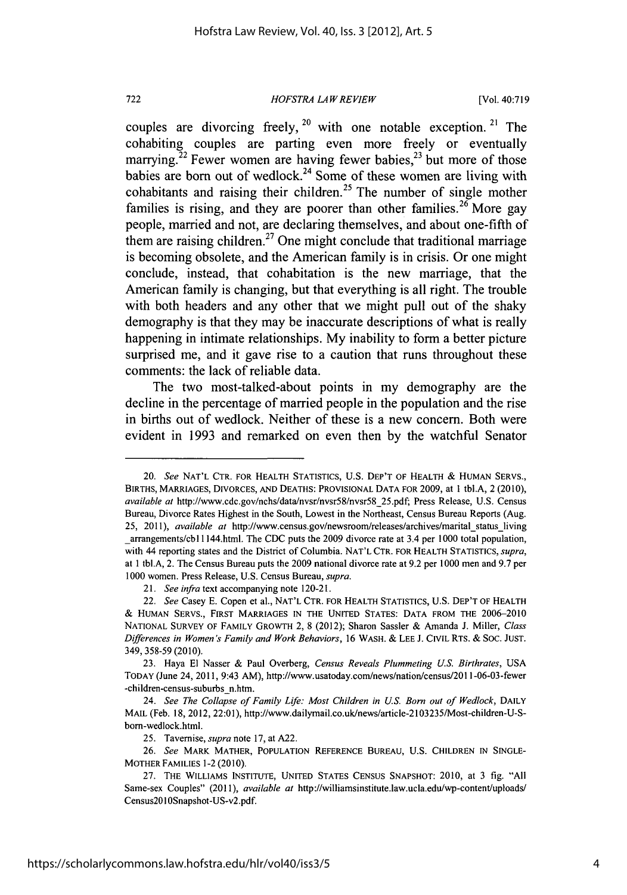couples are divorcing freely,[20] with one notable exception.[21] The cohabiting couples are parting even more freely or eventually marrying.[22] Fewer women are having fewer babies,[23] but more of those babies are born out of wedlock.[24] Some of these women are living with cohabitants and raising their children.[25] The number of single mother families is rising, and they are poorer than other families.[26] More gay people, married and not, are declaring themselves, and about one-fifth of them are raising children.[27] One might conclude that traditional marriage is becoming obsolete, and the American family is in crisis. Or one might conclude, instead, that cohabitation is the new marriage, that the American family is changing, but that everything is all right. The trouble with both headers and any other that we might pull out of the shaky demography is that they may be inaccurate descriptions of what is really happening in intimate relationships. My inability to form a better picture surprised me, and it gave rise to a caution that runs throughout these comments: the lack of reliable data.

The two most-talked-about points in my demography are the decline in the percentage of married people in the population and the rise in births out of wedlock. Neither of these is a new concern. Both were evident in 1993 and remarked on even then by the watchful Senator

---

20. *See* NAT'L CTR. FOR HEALTH STATISTICS, U.S. DEP'T OF HEALTH & HUMAN SERVS., BIRTHS, MARRIAGES, DIVORCES, AND DEATHS: PROVISIONAL DATA FOR 2009, at 1 tbl.A, 2 (2010), *available at* http://www.cdc.gov/nchs/data/nvsr/nvsr58/nvsr58_25.pdf; Press Release, U.S. Census Bureau, Divorce Rates Highest in the South, Lowest in the Northeast, Census Bureau Reports (Aug. 25, 2011), *available at* http://www.census.gov/newsroom/releases/archives/marital_status_living_arrangements/cb11144.html. The CDC puts the 2009 divorce rate at 3.4 per 1000 total population, with 44 reporting states and the District of Columbia. NAT'L CTR. FOR HEALTH STATISTICS, *supra*, at 1 tbl.A, 2. The Census Bureau puts the 2009 national divorce rate at 9.2 per 1000 men and 9.7 per 1000 women. Press Release, U.S. Census Bureau, *supra*.

21. *See infra* text accompanying note 120-21.

22. *See* Casey E. Copen et al., NAT'L CTR. FOR HEALTH STATISTICS, U.S. DEP'T OF HEALTH & HUMAN SERVS., FIRST MARRIAGES IN THE UNITED STATES: DATA FROM THE 2006–2010 NATIONAL SURVEY OF FAMILY GROWTH 2, 8 (2012); Sharon Sassler & Amanda J. Miller, *Class Differences in Women's Family and Work Behaviors*, 16 WASH. & LEE J. CIVIL RTS. & SOC. JUST. 349, 358-59 (2010).

23. Haya El Nasser & Paul Overberg, *Census Reveals Plummeting U.S. Birthrates*, USA TODAY (June 24, 2011, 9:43 AM), http://www.usatoday.com/news/nation/census/2011-06-03-fewer-children-census-suburbs_n.htm.

24. *See The Collapse of Family Life: Most Children in U.S. Born out of Wedlock*, DAILY MAIL (Feb. 18, 2012, 22:01), http://www.dailymail.co.uk/news/article-2103235/Most-children-U-S-born-wedlock.html.

25. Tavernise, *supra* note 17, at A22.

26. *See* MARK MATHER, POPULATION REFERENCE BUREAU, U.S. CHILDREN IN SINGLE-MOTHER FAMILIES 1-2 (2010).

27. THE WILLIAMS INSTITUTE, UNITED STATES CENSUS SNAPSHOT: 2010, at 3 fig. "All Same-sex Couples" (2011), *available at* http://williamsinstitute.law.ucla.edu/wp-content/uploads/Census2010Snapshot-US-v2.pdf.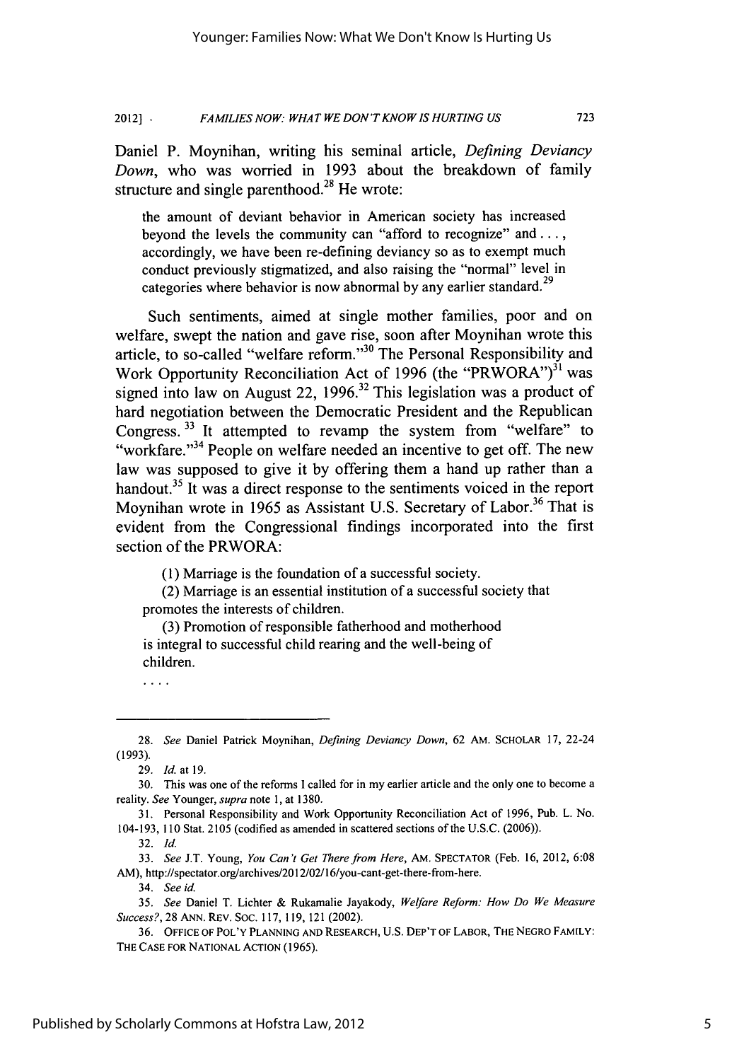Daniel P. Moynihan, writing his seminal article, *Defining Deviancy Down*, who was worried in 1993 about the breakdown of family structure and single parenthood.[28] He wrote:

> the amount of deviant behavior in American society has increased beyond the levels the community can "afford to recognize" and . . . , accordingly, we have been re-defining deviancy so as to exempt much conduct previously stigmatized, and also raising the "normal" level in categories where behavior is now abnormal by any earlier standard.[29]

Such sentiments, aimed at single mother families, poor and on welfare, swept the nation and gave rise, soon after Moynihan wrote this article, to so-called "welfare reform."[30] The Personal Responsibility and Work Opportunity Reconciliation Act of 1996 (the "PRWORA")[31] was signed into law on August 22, 1996.[32] This legislation was a product of hard negotiation between the Democratic President and the Republican Congress.[33] It attempted to revamp the system from "welfare" to "workfare."[34] People on welfare needed an incentive to get off. The new law was supposed to give it by offering them a hand up rather than a handout.[35] It was a direct response to the sentiments voiced in the report Moynihan wrote in 1965 as Assistant U.S. Secretary of Labor.[36] That is evident from the Congressional findings incorporated into the first section of the PRWORA:

> (1) Marriage is the foundation of a successful society.
>
> (2) Marriage is an essential institution of a successful society that promotes the interests of children.
>
> (3) Promotion of responsible fatherhood and motherhood is integral to successful child rearing and the well-being of children.
>
> . . . .

---

28. *See* Daniel Patrick Moynihan, *Defining Deviancy Down*, 62 AM. SCHOLAR 17, 22-24 (1993).

29. *Id.* at 19.

30. This was one of the reforms I called for in my earlier article and the only one to become a reality. *See* Younger, *supra* note 1, at 1380.

31. Personal Responsibility and Work Opportunity Reconciliation Act of 1996, Pub. L. No. 104-193, 110 Stat. 2105 (codified as amended in scattered sections of the U.S.C. (2006)).

32. *Id.*

33. *See* J.T. Young, *You Can't Get There from Here*, AM. SPECTATOR (Feb. 16, 2012, 6:08 AM), http://spectator.org/archives/2012/02/16/you-cant-get-there-from-here.

34. *See id.*

35. *See* Daniel T. Lichter & Rukamalie Jayakody, *Welfare Reform: How Do We Measure Success?*, 28 ANN. REV. SOC. 117, 119, 121 (2002).

36. OFFICE OF POL'Y PLANNING AND RESEARCH, U.S. DEP'T OF LABOR, THE NEGRO FAMILY: THE CASE FOR NATIONAL ACTION (1965).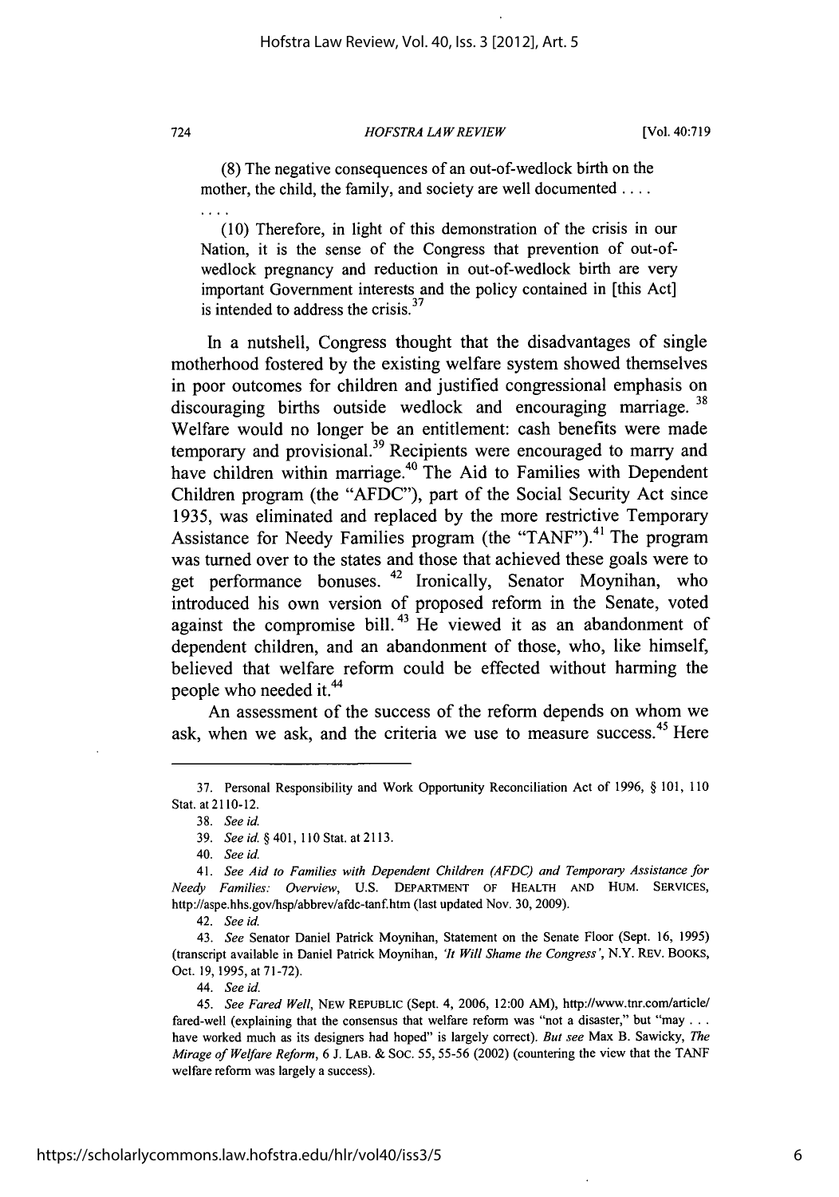> (8) The negative consequences of an out-of-wedlock birth on the mother, the child, the family, and society are well documented . . . .
>
> . . . .
>
> (10) Therefore, in light of this demonstration of the crisis in our Nation, it is the sense of the Congress that prevention of out-of-wedlock pregnancy and reduction in out-of-wedlock birth are very important Government interests and the policy contained in [this Act] is intended to address the crisis.[37]

In a nutshell, Congress thought that the disadvantages of single motherhood fostered by the existing welfare system showed themselves in poor outcomes for children and justified congressional emphasis on discouraging births outside wedlock and encouraging marriage.[38] Welfare would no longer be an entitlement: cash benefits were made temporary and provisional.[39] Recipients were encouraged to marry and have children within marriage.[40] The Aid to Families with Dependent Children program (the "AFDC"), part of the Social Security Act since 1935, was eliminated and replaced by the more restrictive Temporary Assistance for Needy Families program (the "TANF").[41] The program was turned over to the states and those that achieved these goals were to get performance bonuses.[42] Ironically, Senator Moynihan, who introduced his own version of proposed reform in the Senate, voted against the compromise bill.[43] He viewed it as an abandonment of dependent children, and an abandonment of those, who, like himself, believed that welfare reform could be effected without harming the people who needed it.[44]

An assessment of the success of the reform depends on whom we ask, when we ask, and the criteria we use to measure success.[45] Here

---

37. Personal Responsibility and Work Opportunity Reconciliation Act of 1996, § 101, 110 Stat. at 2110-12.

38. *See id.*

39. *See id.* § 401, 110 Stat. at 2113.

40. *See id.*

41. *See Aid to Families with Dependent Children (AFDC) and Temporary Assistance for Needy Families: Overview*, U.S. DEPARTMENT OF HEALTH AND HUM. SERVICES, http://aspe.hhs.gov/hsp/abbrev/afdc-tanf.htm (last updated Nov. 30, 2009).

42. *See id.*

43. *See* Senator Daniel Patrick Moynihan, Statement on the Senate Floor (Sept. 16, 1995) (transcript available in Daniel Patrick Moynihan, *'It Will Shame the Congress'*, N.Y. REV. BOOKS, Oct. 19, 1995, at 71-72).

44. *See id.*

45. *See Fared Well*, NEW REPUBLIC (Sept. 4, 2006, 12:00 AM), http://www.tnr.com/article/fared-well (explaining that the consensus that welfare reform was "not a disaster," but "may . . . have worked much as its designers had hoped" is largely correct). *But see* Max B. Sawicky, *The Mirage of Welfare Reform*, 6 J. LAB. & SOC. 55, 55-56 (2002) (countering the view that the TANF welfare reform was largely a success).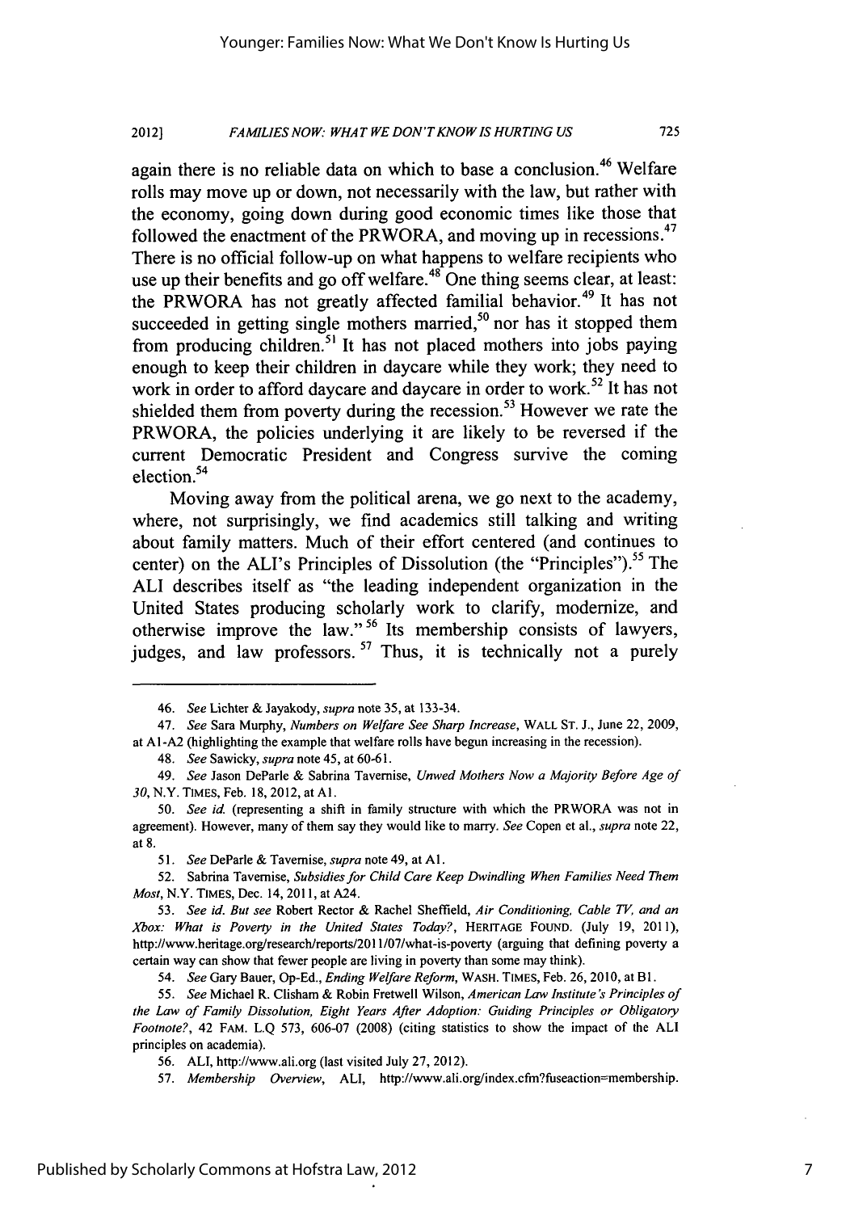again there is no reliable data on which to base a conclusion.[46] Welfare rolls may move up or down, not necessarily with the law, but rather with the economy, going down during good economic times like those that followed the enactment of the PRWORA, and moving up in recessions.[47] There is no official follow-up on what happens to welfare recipients who use up their benefits and go off welfare.[48] One thing seems clear, at least: the PRWORA has not greatly affected familial behavior.[49] It has not succeeded in getting single mothers married,[50] nor has it stopped them from producing children.[51] It has not placed mothers into jobs paying enough to keep their children in daycare while they work; they need to work in order to afford daycare and daycare in order to work.[52] It has not shielded them from poverty during the recession.[53] However we rate the PRWORA, the policies underlying it are likely to be reversed if the current Democratic President and Congress survive the coming election.[54]

Moving away from the political arena, we go next to the academy, where, not surprisingly, we find academics still talking and writing about family matters. Much of their effort centered (and continues to center) on the ALI's Principles of Dissolution (the "Principles").[55] The ALI describes itself as "the leading independent organization in the United States producing scholarly work to clarify, modernize, and otherwise improve the law."[56] Its membership consists of lawyers, judges, and law professors.[57] Thus, it is technically not a purely

---

46. *See* Lichter & Jayakody, *supra* note 35, at 133-34.

47. *See* Sara Murphy, *Numbers on Welfare See Sharp Increase*, WALL ST. J., June 22, 2009, at A1-A2 (highlighting the example that welfare rolls have begun increasing in the recession).

48. *See* Sawicky, *supra* note 45, at 60-61.

49. *See* Jason DeParle & Sabrina Tavernise, *Unwed Mothers Now a Majority Before Age of 30*, N.Y. TIMES, Feb. 18, 2012, at A1.

50. *See id.* (representing a shift in family structure with which the PRWORA was not in agreement). However, many of them say they would like to marry. *See* Copen et al., *supra* note 22, at 8.

51. *See* DeParle & Tavernise, *supra* note 49, at A1.

52. Sabrina Tavernise, *Subsidies for Child Care Keep Dwindling When Families Need Them Most*, N.Y. TIMES, Dec. 14, 2011, at A24.

53. *See id. But see* Robert Rector & Rachel Sheffield, *Air Conditioning, Cable TV, and an Xbox: What is Poverty in the United States Today?*, HERITAGE FOUND. (July 19, 2011), http://www.heritage.org/research/reports/2011/07/what-is-poverty (arguing that defining poverty a certain way can show that fewer people are living in poverty than some may think).

54. *See* Gary Bauer, Op-Ed., *Ending Welfare Reform*, WASH. TIMES, Feb. 26, 2010, at B1.

55. *See* Michael R. Clisham & Robin Fretwell Wilson, *American Law Institute's Principles of the Law of Family Dissolution, Eight Years After Adoption: Guiding Principles or Obligatory Footnote?*, 42 FAM. L.Q 573, 606-07 (2008) (citing statistics to show the impact of the ALI principles on academia).

56. ALI, http://www.ali.org (last visited July 27, 2012).

57. *Membership Overview*, ALI, http://www.ali.org/index.cfm?fuseaction=membership.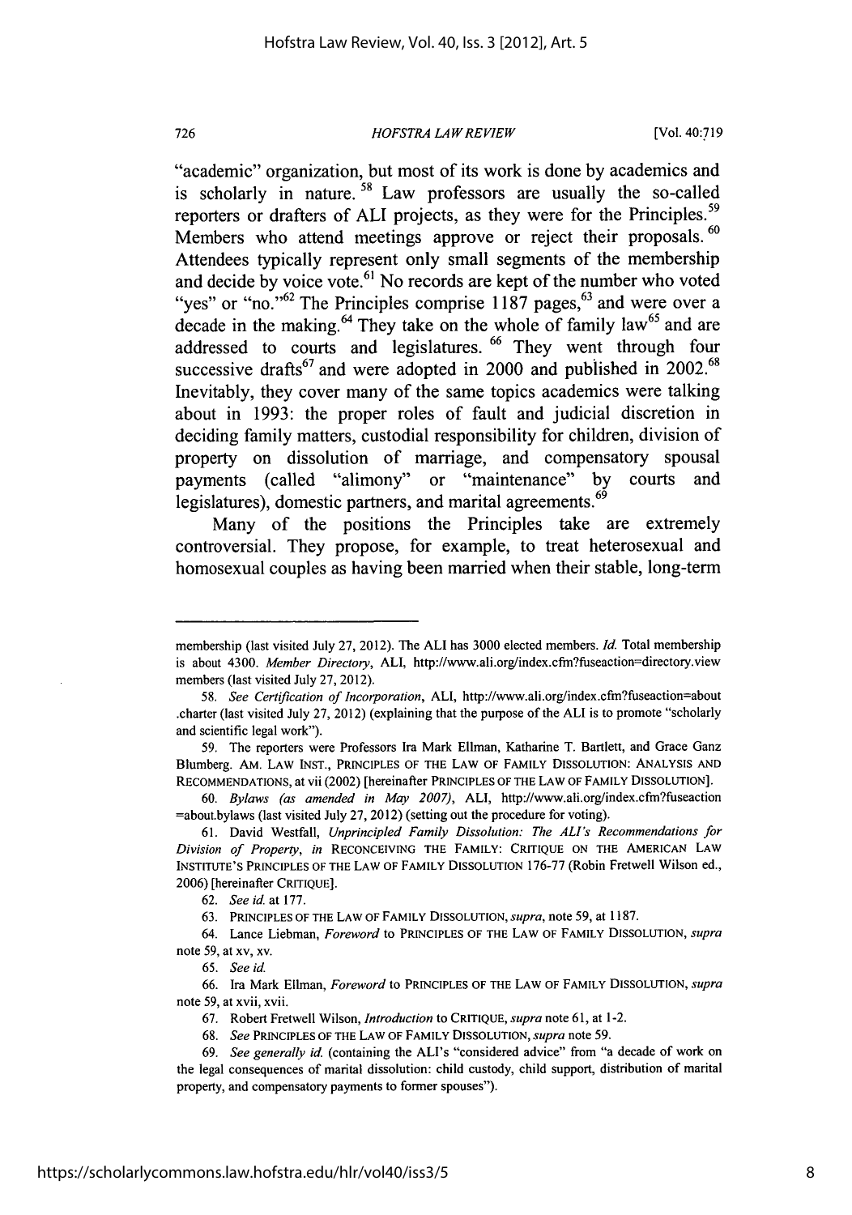"academic" organization, but most of its work is done by academics and is scholarly in nature.[58] Law professors are usually the so-called reporters or drafters of ALI projects, as they were for the Principles.[59] Members who attend meetings approve or reject their proposals.[60] Attendees typically represent only small segments of the membership and decide by voice vote.[61] No records are kept of the number who voted "yes" or "no."[62] The Principles comprise 1187 pages,[63] and were over a decade in the making.[64] They take on the whole of family law[65] and are addressed to courts and legislatures.[66] They went through four successive drafts[67] and were adopted in 2000 and published in 2002.[68] Inevitably, they cover many of the same topics academics were talking about in 1993: the proper roles of fault and judicial discretion in deciding family matters, custodial responsibility for children, division of property on dissolution of marriage, and compensatory spousal payments (called "alimony" or "maintenance" by courts and legislatures), domestic partners, and marital agreements.[69]

Many of the positions the Principles take are extremely controversial. They propose, for example, to treat heterosexual and homosexual couples as having been married when their stable, long-term

---

membership (last visited July 27, 2012). The ALI has 3000 elected members. *Id.* Total membership is about 4300. *Member Directory*, ALI, http://www.ali.org/index.cfm?fuseaction=directory.view members (last visited July 27, 2012).

58. *See Certification of Incorporation*, ALI, http://www.ali.org/index.cfm?fuseaction=about .charter (last visited July 27, 2012) (explaining that the purpose of the ALI is to promote "scholarly and scientific legal work").

59. The reporters were Professors Ira Mark Ellman, Katharine T. Bartlett, and Grace Ganz Blumberg. AM. LAW INST., PRINCIPLES OF THE LAW OF FAMILY DISSOLUTION: ANALYSIS AND RECOMMENDATIONS, at vii (2002) [hereinafter PRINCIPLES OF THE LAW OF FAMILY DISSOLUTION].

60. *Bylaws (as amended in May 2007)*, ALI, http://www.ali.org/index.cfm?fuseaction =about.bylaws (last visited July 27, 2012) (setting out the procedure for voting).

61. David Westfall, *Unprincipled Family Dissolution: The ALI's Recommendations for Division of Property*, *in* RECONCEIVING THE FAMILY: CRITIQUE ON THE AMERICAN LAW INSTITUTE'S PRINCIPLES OF THE LAW OF FAMILY DISSOLUTION 176-77 (Robin Fretwell Wilson ed., 2006) [hereinafter CRITIQUE].

62. *See id.* at 177.

63. PRINCIPLES OF THE LAW OF FAMILY DISSOLUTION, *supra*, note 59, at 1187.

64. Lance Liebman, *Foreword* to PRINCIPLES OF THE LAW OF FAMILY DISSOLUTION, *supra* note 59, at xv, xv.

65. *See id.*

66. Ira Mark Ellman, *Foreword* to PRINCIPLES OF THE LAW OF FAMILY DISSOLUTION, *supra* note 59, at xvii, xvii.

67. Robert Fretwell Wilson, *Introduction* to CRITIQUE, *supra* note 61, at 1-2.

68. *See* PRINCIPLES OF THE LAW OF FAMILY DISSOLUTION, *supra* note 59.

69. *See generally id.* (containing the ALI's "considered advice" from "a decade of work on the legal consequences of marital dissolution: child custody, child support, distribution of marital property, and compensatory payments to former spouses").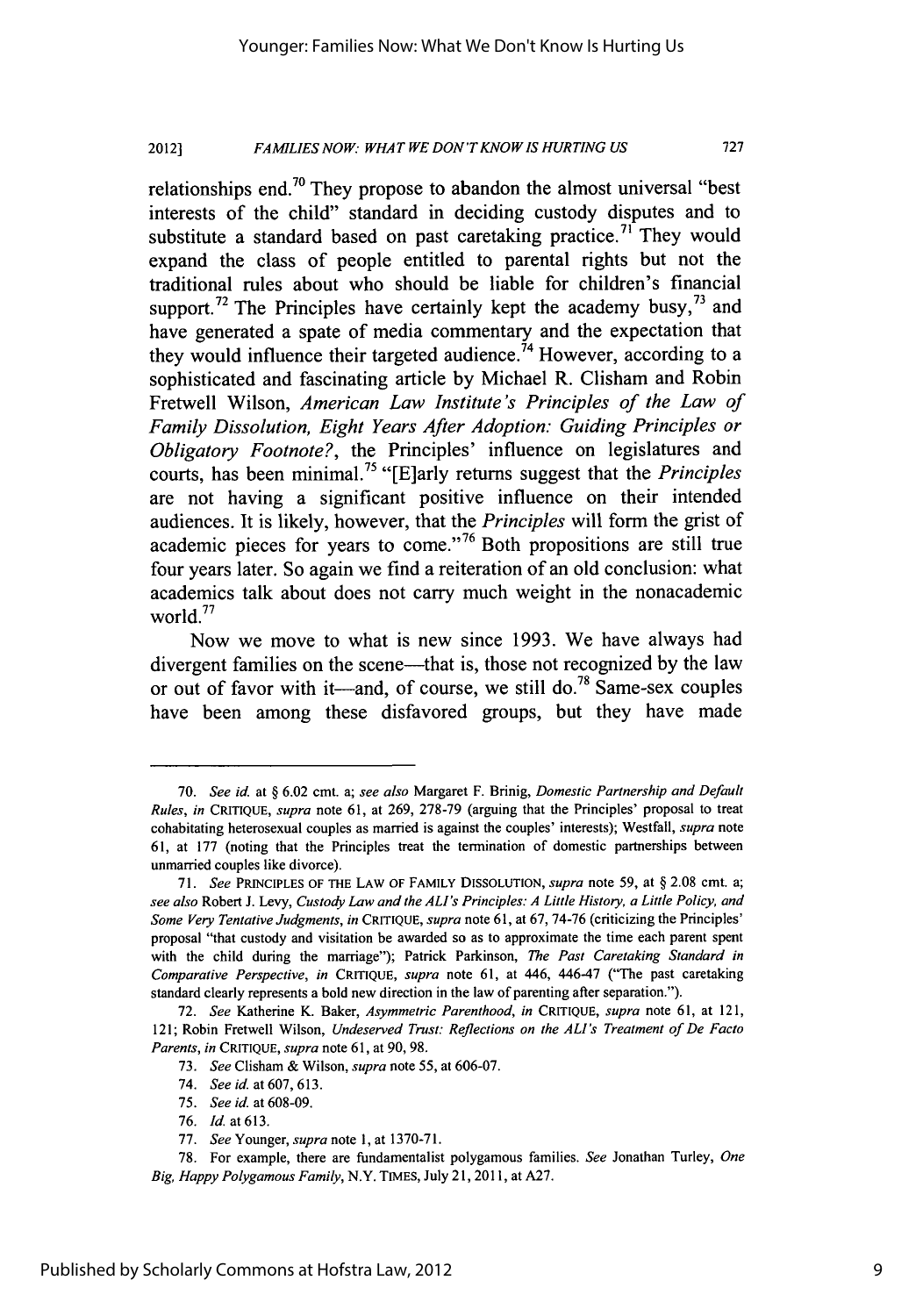relationships end.[70] They propose to abandon the almost universal "best interests of the child" standard in deciding custody disputes and to substitute a standard based on past caretaking practice.[71] They would expand the class of people entitled to parental rights but not the traditional rules about who should be liable for children's financial support.[72] The Principles have certainly kept the academy busy,[73] and have generated a spate of media commentary and the expectation that they would influence their targeted audience.[74] However, according to a sophisticated and fascinating article by Michael R. Clisham and Robin Fretwell Wilson, *American Law Institute's Principles of the Law of Family Dissolution, Eight Years After Adoption: Guiding Principles or Obligatory Footnote?*, the Principles' influence on legislatures and courts, has been minimal.[75] "[E]arly returns suggest that the *Principles* are not having a significant positive influence on their intended audiences. It is likely, however, that the *Principles* will form the grist of academic pieces for years to come."[76] Both propositions are still true four years later. So again we find a reiteration of an old conclusion: what academics talk about does not carry much weight in the nonacademic world.[77]

Now we move to what is new since 1993. We have always had divergent families on the scene—that is, those not recognized by the law or out of favor with it—and, of course, we still do.[78] Same-sex couples have been among these disfavored groups, but they have made

---

70. *See id.* at § 6.02 cmt. a; *see also* Margaret F. Brinig, *Domestic Partnership and Default Rules*, *in* CRITIQUE, *supra* note 61, at 269, 278-79 (arguing that the Principles' proposal to treat cohabitating heterosexual couples as married is against the couples' interests); Westfall, *supra* note 61, at 177 (noting that the Principles treat the termination of domestic partnerships between unmarried couples like divorce).

71. *See* PRINCIPLES OF THE LAW OF FAMILY DISSOLUTION, *supra* note 59, at § 2.08 cmt. a; *see also* Robert J. Levy, *Custody Law and the ALI's Principles: A Little History, a Little Policy, and Some Very Tentative Judgments*, *in* CRITIQUE, *supra* note 61, at 67, 74-76 (criticizing the Principles' proposal "that custody and visitation be awarded so as to approximate the time each parent spent with the child during the marriage"); Patrick Parkinson, *The Past Caretaking Standard in Comparative Perspective*, *in* CRITIQUE, *supra* note 61, at 446, 446-47 ("The past caretaking standard clearly represents a bold new direction in the law of parenting after separation.").

72. *See* Katherine K. Baker, *Asymmetric Parenthood*, *in* CRITIQUE, *supra* note 61, at 121, 121; Robin Fretwell Wilson, *Undeserved Trust: Reflections on the ALI's Treatment of De Facto Parents*, *in* CRITIQUE, *supra* note 61, at 90, 98.

73. *See* Clisham & Wilson, *supra* note 55, at 606-07.

74. *See id.* at 607, 613.

75. *See id.* at 608-09.

76. *Id.* at 613.

77. *See* Younger, *supra* note 1, at 1370-71.

78. For example, there are fundamentalist polygamous families. *See* Jonathan Turley, *One Big, Happy Polygamous Family*, N.Y. TIMES, July 21, 2011, at A27.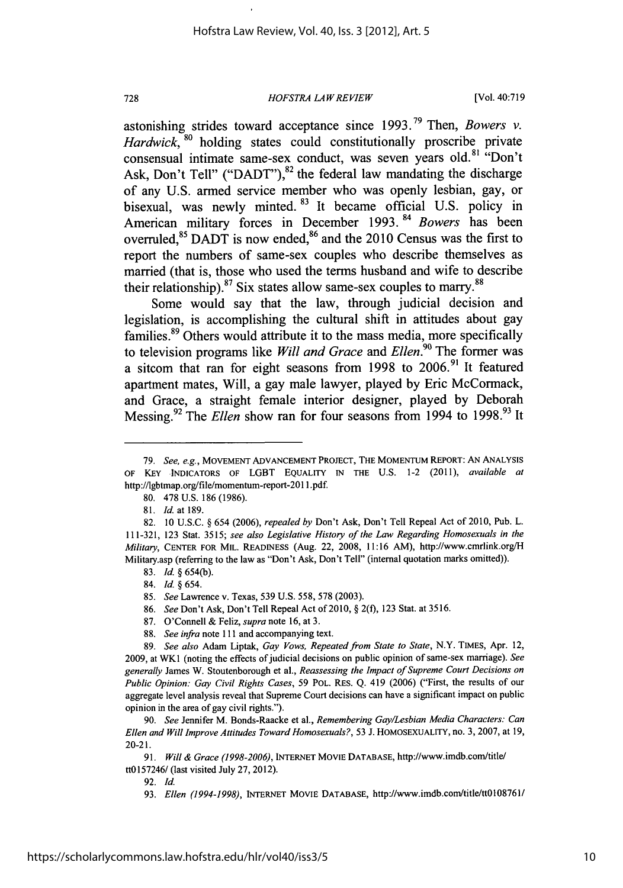astonishing strides toward acceptance since 1993.[79] Then, *Bowers v. Hardwick*,[80] holding states could constitutionally proscribe private consensual intimate same-sex conduct, was seven years old.[81] "Don't Ask, Don't Tell" ("DADT"),[82] the federal law mandating the discharge of any U.S. armed service member who was openly lesbian, gay, or bisexual, was newly minted.[83] It became official U.S. policy in American military forces in December 1993.[84] *Bowers* has been overruled,[85] DADT is now ended,[86] and the 2010 Census was the first to report the numbers of same-sex couples who describe themselves as married (that is, those who used the terms husband and wife to describe their relationship).[87] Six states allow same-sex couples to marry.[88]

Some would say that the law, through judicial decision and legislation, is accomplishing the cultural shift in attitudes about gay families.[89] Others would attribute it to the mass media, more specifically to television programs like *Will and Grace* and *Ellen*.[90] The former was a sitcom that ran for eight seasons from 1998 to 2006.[91] It featured apartment mates, Will, a gay male lawyer, played by Eric McCormack, and Grace, a straight female interior designer, played by Deborah Messing.[92] The *Ellen* show ran for four seasons from 1994 to 1998.[93] It

---

79. *See, e.g.*, MOVEMENT ADVANCEMENT PROJECT, THE MOMENTUM REPORT: AN ANALYSIS OF KEY INDICATORS OF LGBT EQUALITY IN THE U.S. 1-2 (2011), *available at* http://lgbtmap.org/file/momentum-report-2011.pdf.

80. 478 U.S. 186 (1986).

81. *Id.* at 189.

82. 10 U.S.C. § 654 (2006), *repealed by* Don't Ask, Don't Tell Repeal Act of 2010, Pub. L. 111-321, 123 Stat. 3515; *see also Legislative History of the Law Regarding Homosexuals in the Military*, CENTER FOR MIL. READINESS (Aug. 22, 2008, 11:16 AM), http://www.cmrlink.org/HMilitary.asp (referring to the law as "Don't Ask, Don't Tell" (internal quotation marks omitted)).

83. *Id.* § 654(b).

84. *Id.* § 654.

85. *See* Lawrence v. Texas, 539 U.S. 558, 578 (2003).

86. *See* Don't Ask, Don't Tell Repeal Act of 2010, § 2(f), 123 Stat. at 3516.

87. O'Connell & Feliz, *supra* note 16, at 3.

88. *See infra* note 111 and accompanying text.

89. *See also* Adam Liptak, *Gay Vows, Repeated from State to State*, N.Y. TIMES, Apr. 12, 2009, at WK1 (noting the effects of judicial decisions on public opinion of same-sex marriage). *See generally* James W. Stoutenborough et al., *Reassessing the Impact of Supreme Court Decisions on Public Opinion: Gay Civil Rights Cases*, 59 POL. RES. Q. 419 (2006) ("First, the results of our aggregate level analysis reveal that Supreme Court decisions can have a significant impact on public opinion in the area of gay civil rights.").

90. *See* Jennifer M. Bonds-Raacke et al., *Remembering Gay/Lesbian Media Characters: Can Ellen and Will Improve Attitudes Toward Homosexuals?*, 53 J. HOMOSEXUALITY, no. 3, 2007, at 19, 20-21.

91. *Will & Grace (1998-2006)*, INTERNET MOVIE DATABASE, http://www.imdb.com/title/tt0157246/ (last visited July 27, 2012).

92. *Id.*

93. *Ellen (1994-1998)*, INTERNET MOVIE DATABASE, http://www.imdb.com/title/tt0108761/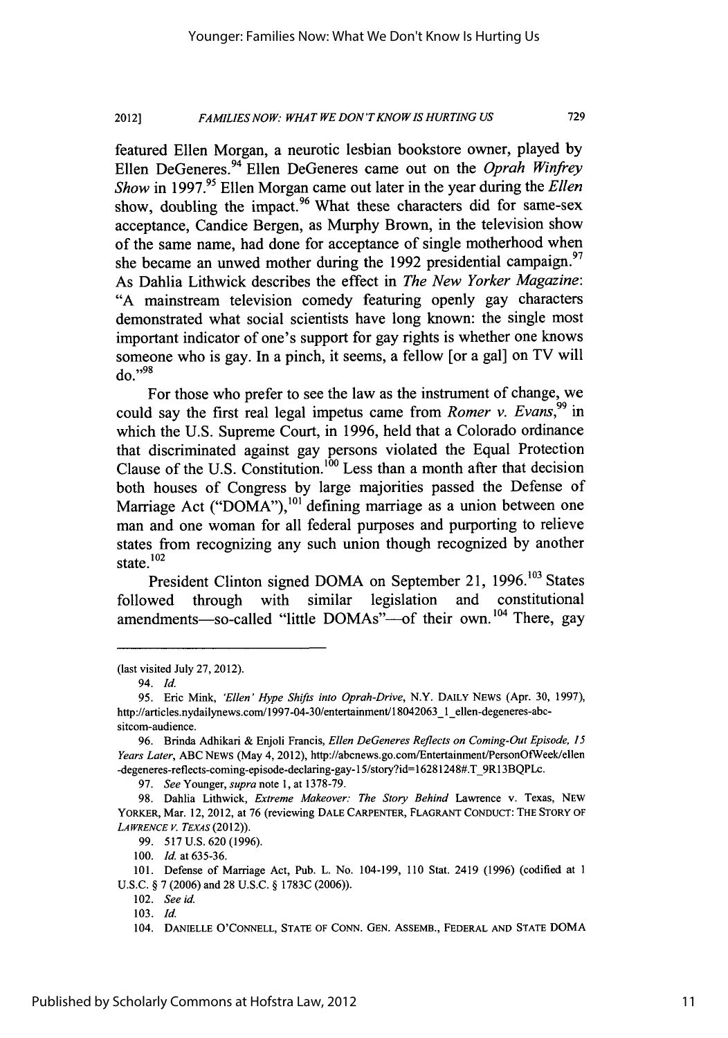featured Ellen Morgan, a neurotic lesbian bookstore owner, played by Ellen DeGeneres.[94] Ellen DeGeneres came out on the *Oprah Winfrey Show* in 1997.[95] Ellen Morgan came out later in the year during the *Ellen* show, doubling the impact.[96] What these characters did for same-sex acceptance, Candice Bergen, as Murphy Brown, in the television show of the same name, had done for acceptance of single motherhood when she became an unwed mother during the 1992 presidential campaign.[97] As Dahlia Lithwick describes the effect in *The New Yorker Magazine*: "A mainstream television comedy featuring openly gay characters demonstrated what social scientists have long known: the single most important indicator of one's support for gay rights is whether one knows someone who is gay. In a pinch, it seems, a fellow [or a gal] on TV will do."[98]

For those who prefer to see the law as the instrument of change, we could say the first real legal impetus came from *Romer v. Evans*,[99] in which the U.S. Supreme Court, in 1996, held that a Colorado ordinance that discriminated against gay persons violated the Equal Protection Clause of the U.S. Constitution.[100] Less than a month after that decision both houses of Congress by large majorities passed the Defense of Marriage Act ("DOMA"),[101] defining marriage as a union between one man and one woman for all federal purposes and purporting to relieve states from recognizing any such union though recognized by another state.[102]

President Clinton signed DOMA on September 21, 1996.[103] States followed through with similar legislation and constitutional amendments—so-called "little DOMAs"—of their own.[104] There, gay

---

(last visited July 27, 2012).

94. *Id.*

95. Eric Mink, *'Ellen' Hype Shifts into Oprah-Drive*, N.Y. DAILY NEWS (Apr. 30, 1997), http://articles.nydailynews.com/1997-04-30/entertainment/18042063_1_ellen-degeneres-abc-sitcom-audience.

96. Brinda Adhikari & Enjoli Francis, *Ellen DeGeneres Reflects on Coming-Out Episode, 15 Years Later*, ABC NEWS (May 4, 2012), http://abcnews.go.com/Entertainment/PersonOfWeek/ellen-degeneres-reflects-coming-episode-declaring-gay-15/story?id=16281248#.T_9R13BQPLc.

97. *See* Younger, *supra* note 1, at 1378-79.

98. Dahlia Lithwick, *Extreme Makeover: The Story Behind* Lawrence v. Texas, NEW YORKER, Mar. 12, 2012, at 76 (reviewing DALE CARPENTER, FLAGRANT CONDUCT: THE STORY OF *LAWRENCE V. TEXAS* (2012)).

99. 517 U.S. 620 (1996).

100. *Id.* at 635-36.

101. Defense of Marriage Act, Pub. L. No. 104-199, 110 Stat. 2419 (1996) (codified at 1 U.S.C. § 7 (2006) and 28 U.S.C. § 1783C (2006)).

102. *See id.*

103. *Id.*

104. DANIELLE O'CONNELL, STATE OF CONN. GEN. ASSEMB., FEDERAL AND STATE DOMA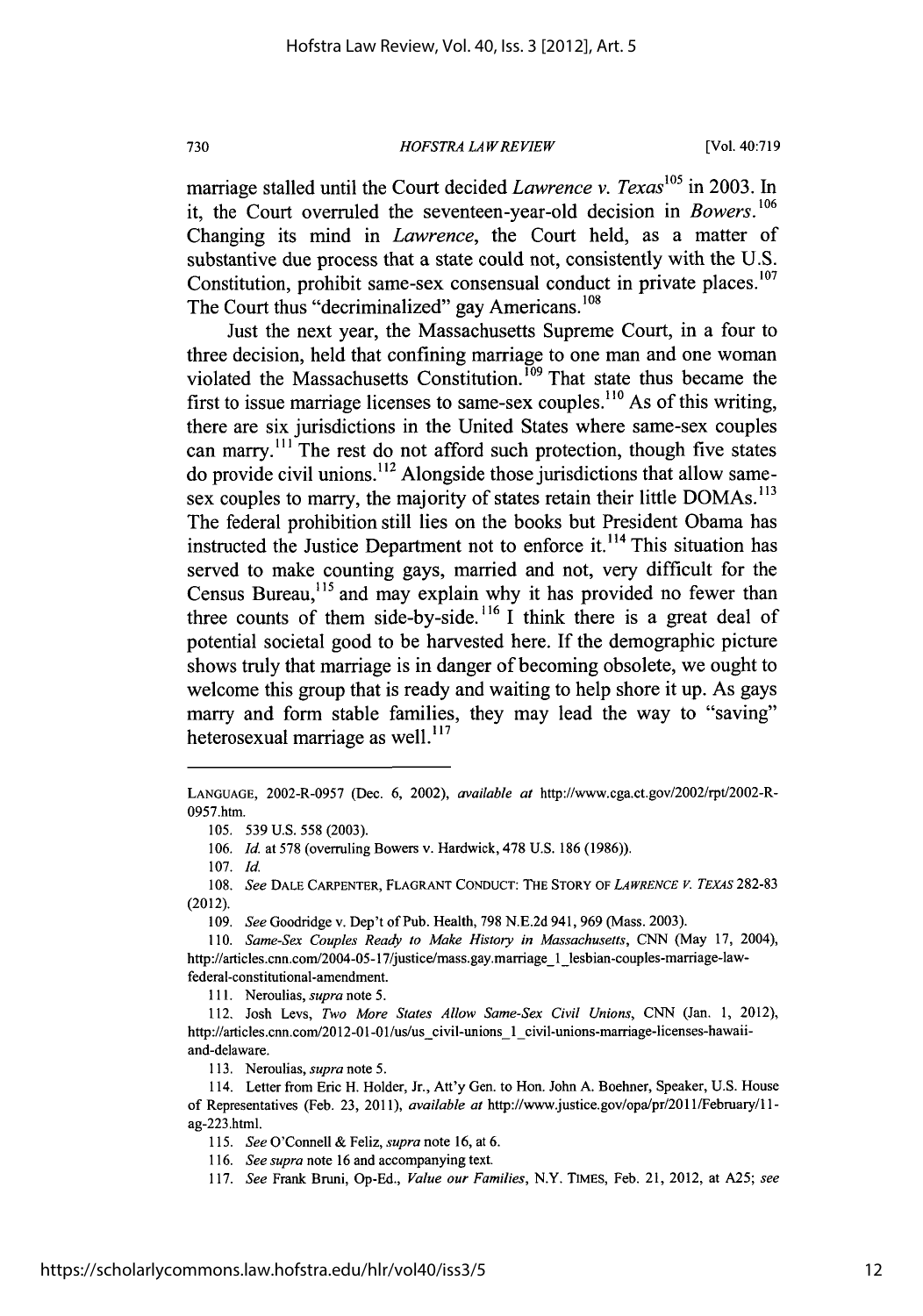marriage stalled until the Court decided *Lawrence v. Texas*[105] in 2003. In it, the Court overruled the seventeen-year-old decision in *Bowers*.[106] Changing its mind in *Lawrence*, the Court held, as a matter of substantive due process that a state could not, consistently with the U.S. Constitution, prohibit same-sex consensual conduct in private places.[107] The Court thus "decriminalized" gay Americans.[108]

Just the next year, the Massachusetts Supreme Court, in a four to three decision, held that confining marriage to one man and one woman violated the Massachusetts Constitution.[109] That state thus became the first to issue marriage licenses to same-sex couples.[110] As of this writing, there are six jurisdictions in the United States where same-sex couples can marry.[111] The rest do not afford such protection, though five states do provide civil unions.[112] Alongside those jurisdictions that allow same-sex couples to marry, the majority of states retain their little DOMAs.[113] The federal prohibition still lies on the books but President Obama has instructed the Justice Department not to enforce it.[114] This situation has served to make counting gays, married and not, very difficult for the Census Bureau,[115] and may explain why it has provided no fewer than three counts of them side-by-side.[116] I think there is a great deal of potential societal good to be harvested here. If the demographic picture shows truly that marriage is in danger of becoming obsolete, we ought to welcome this group that is ready and waiting to help shore it up. As gays marry and form stable families, they may lead the way to "saving" heterosexual marriage as well.[117]

---

LANGUAGE, 2002-R-0957 (Dec. 6, 2002), *available at* http://www.cga.ct.gov/2002/rpt/2002-R-0957.htm.

105. 539 U.S. 558 (2003).

106. *Id.* at 578 (overruling Bowers v. Hardwick, 478 U.S. 186 (1986)).

107. *Id.*

108. *See* DALE CARPENTER, FLAGRANT CONDUCT: THE STORY OF *LAWRENCE V. TEXAS* 282-83 (2012).

109. *See* Goodridge v. Dep't of Pub. Health, 798 N.E.2d 941, 969 (Mass. 2003).

110. *Same-Sex Couples Ready to Make History in Massachusetts*, CNN (May 17, 2004), http://articles.cnn.com/2004-05-17/justice/mass.gay.marriage_1_lesbian-couples-marriage-law-federal-constitutional-amendment.

111. Neroulias, *supra* note 5.

112. Josh Levs, *Two More States Allow Same-Sex Civil Unions*, CNN (Jan. 1, 2012), http://articles.cnn.com/2012-01-01/us/us_civil-unions_1_civil-unions-marriage-licenses-hawaii-and-delaware.

113. Neroulias, *supra* note 5.

114. Letter from Eric H. Holder, Jr., Att'y Gen. to Hon. John A. Boehner, Speaker, U.S. House of Representatives (Feb. 23, 2011), *available at* http://www.justice.gov/opa/pr/2011/February/11-ag-223.html.

115. *See* O'Connell & Feliz, *supra* note 16, at 6.

116. *See supra* note 16 and accompanying text.

117. *See* Frank Bruni, Op-Ed., *Value our Families*, N.Y. TIMES, Feb. 21, 2012, at A25; *see*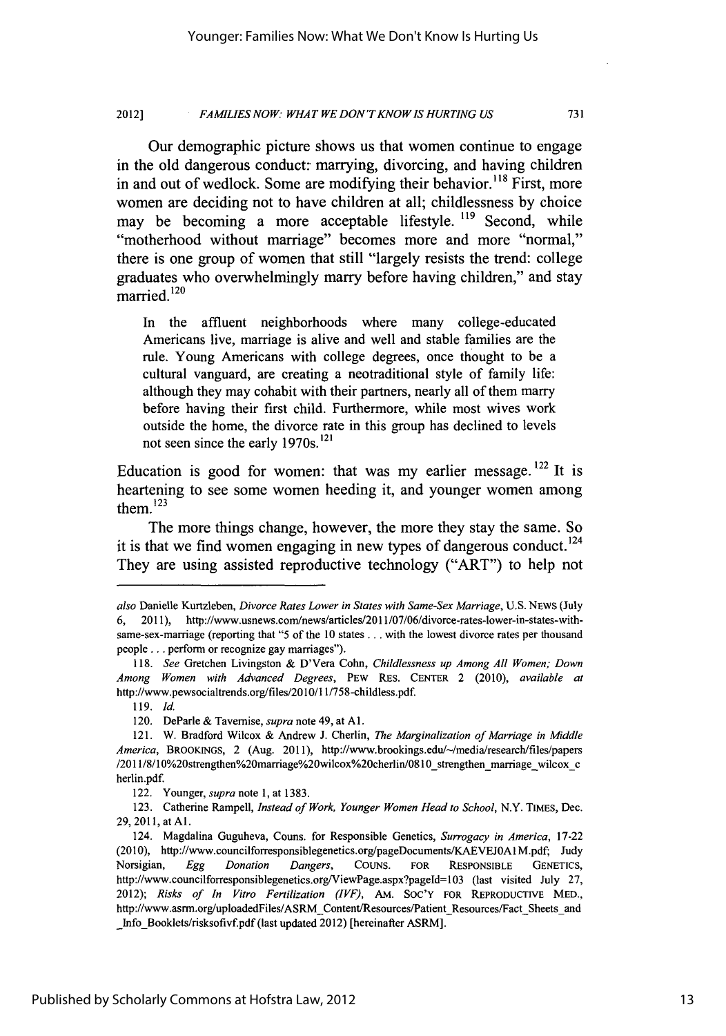Our demographic picture shows us that women continue to engage in the old dangerous conduct: marrying, divorcing, and having children in and out of wedlock. Some are modifying their behavior.[118] First, more women are deciding not to have children at all; childlessness by choice may be becoming a more acceptable lifestyle.[119] Second, while "motherhood without marriage" becomes more and more "normal," there is one group of women that still "largely resists the trend: college graduates who overwhelmingly marry before having children," and stay married.[120]

> In the affluent neighborhoods where many college-educated Americans live, marriage is alive and well and stable families are the rule. Young Americans with college degrees, once thought to be a cultural vanguard, are creating a neotraditional style of family life: although they may cohabit with their partners, nearly all of them marry before having their first child. Furthermore, while most wives work outside the home, the divorce rate in this group has declined to levels not seen since the early 1970s.[121]

Education is good for women: that was my earlier message.[122] It is heartening to see some women heeding it, and younger women among them.[123]

The more things change, however, the more they stay the same. So it is that we find women engaging in new types of dangerous conduct.[124] They are using assisted reproductive technology ("ART") to help not

---

*also* Danielle Kurtzleben, *Divorce Rates Lower in States with Same-Sex Marriage*, U.S. NEWS (July 6, 2011), http://www.usnews.com/news/articles/2011/07/06/divorce-rates-lower-in-states-with-same-sex-marriage (reporting that "5 of the 10 states . . . with the lowest divorce rates per thousand people . . . perform or recognize gay marriages").

118. *See* Gretchen Livingston & D'Vera Cohn, *Childlessness up Among All Women; Down Among Women with Advanced Degrees*, PEW RES. CENTER 2 (2010), *available at* http://www.pewsocialtrends.org/files/2010/11/758-childless.pdf.

119. *Id.*

120. DeParle & Tavernise, *supra* note 49, at A1.

121. W. Bradford Wilcox & Andrew J. Cherlin, *The Marginalization of Marriage in Middle America*, BROOKINGS, 2 (Aug. 2011), http://www.brookings.edu/~/media/research/files/papers/2011/8/10%20strengthen%20marriage%20wilcox%20cherlin/0810_strengthen_marriage_wilcox_cherlin.pdf.

122. Younger, *supra* note 1, at 1383.

123. Catherine Rampell, *Instead of Work, Younger Women Head to School*, N.Y. TIMES, Dec. 29, 2011, at A1.

124. Magdalina Guguheva, Couns. for Responsible Genetics, *Surrogacy in America*, 17-22 (2010), http://www.councilforresponsiblegenetics.org/pageDocuments/KAEVEJ0A1M.pdf; Judy Norsigian, *Egg Donation Dangers*, COUNS. FOR RESPONSIBLE GENETICS, http://www.councilforresponsiblegenetics.org/ViewPage.aspx?pageId=103 (last visited July 27, 2012); *Risks of In Vitro Fertilization (IVF)*, AM. SOC'Y FOR REPRODUCTIVE MED., http://www.asrm.org/uploadedFiles/ASRM_Content/Resources/Patient_Resources/Fact_Sheets_and_Info_Booklets/risksofivf.pdf (last updated 2012) [hereinafter ASRM].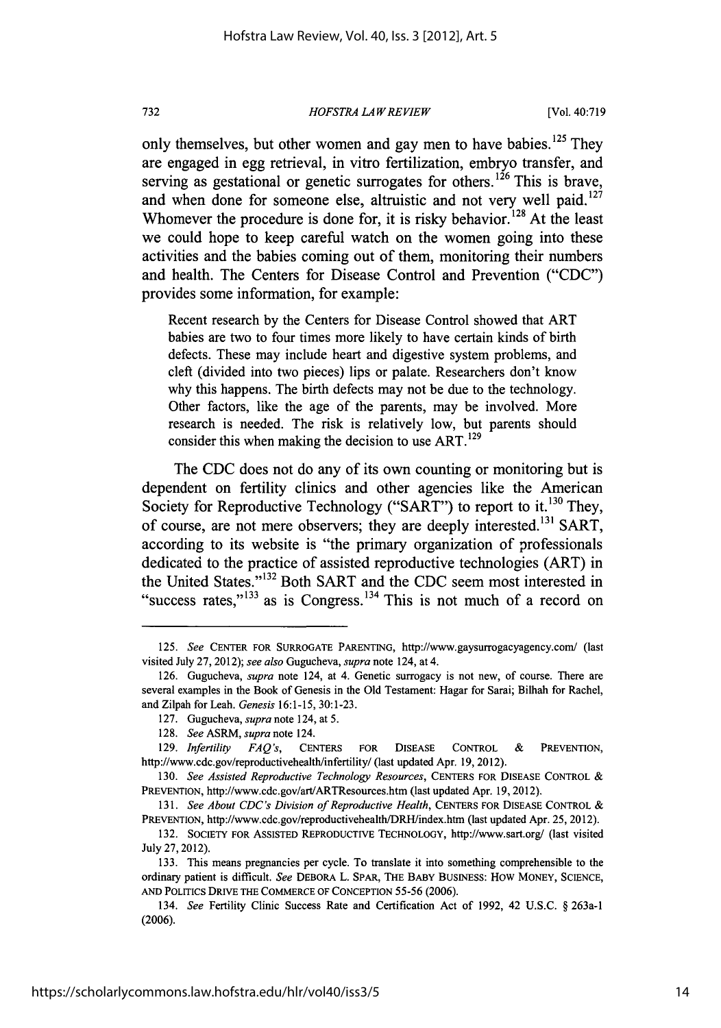only themselves, but other women and gay men to have babies.[125] They are engaged in egg retrieval, in vitro fertilization, embryo transfer, and serving as gestational or genetic surrogates for others.[126] This is brave, and when done for someone else, altruistic and not very well paid.[127] Whomever the procedure is done for, it is risky behavior.[128] At the least we could hope to keep careful watch on the women going into these activities and the babies coming out of them, monitoring their numbers and health. The Centers for Disease Control and Prevention ("CDC") provides some information, for example:

> Recent research by the Centers for Disease Control showed that ART babies are two to four times more likely to have certain kinds of birth defects. These may include heart and digestive system problems, and cleft (divided into two pieces) lips or palate. Researchers don't know why this happens. The birth defects may not be due to the technology. Other factors, like the age of the parents, may be involved. More research is needed. The risk is relatively low, but parents should consider this when making the decision to use ART.[129]

The CDC does not do any of its own counting or monitoring but is dependent on fertility clinics and other agencies like the American Society for Reproductive Technology ("SART") to report to it.[130] They, of course, are not mere observers; they are deeply interested.[131] SART, according to its website is "the primary organization of professionals dedicated to the practice of assisted reproductive technologies (ART) in the United States."[132] Both SART and the CDC seem most interested in "success rates,"[133] as is Congress.[134] This is not much of a record on

---

125. *See* CENTER FOR SURROGATE PARENTING, http://www.gaysurrogacyagency.com/ (last visited July 27, 2012); *see also* Gugucheva, *supra* note 124, at 4.

126. Gugucheva, *supra* note 124, at 4. Genetic surrogacy is not new, of course. There are several examples in the Book of Genesis in the Old Testament: Hagar for Sarai; Bilhah for Rachel, and Zilpah for Leah. *Genesis* 16:1-15, 30:1-23.

127. Gugucheva, *supra* note 124, at 5.

128. *See* ASRM, *supra* note 124.

129. *Infertility FAQ's*, CENTERS FOR DISEASE CONTROL & PREVENTION, http://www.cdc.gov/reproductivehealth/infertility/ (last updated Apr. 19, 2012).

130. *See Assisted Reproductive Technology Resources*, CENTERS FOR DISEASE CONTROL & PREVENTION, http://www.cdc.gov/art/ARTResources.htm (last updated Apr. 19, 2012).

131. *See About CDC's Division of Reproductive Health*, CENTERS FOR DISEASE CONTROL & PREVENTION, http://www.cdc.gov/reproductivehealth/DRH/index.htm (last updated Apr. 25, 2012).

132. SOCIETY FOR ASSISTED REPRODUCTIVE TECHNOLOGY, http://www.sart.org/ (last visited July 27, 2012).

133. This means pregnancies per cycle. To translate it into something comprehensible to the ordinary patient is difficult. *See* DEBORA L. SPAR, THE BABY BUSINESS: HOW MONEY, SCIENCE, AND POLITICS DRIVE THE COMMERCE OF CONCEPTION 55-56 (2006).

134. *See* Fertility Clinic Success Rate and Certification Act of 1992, 42 U.S.C. § 263a-1 (2006).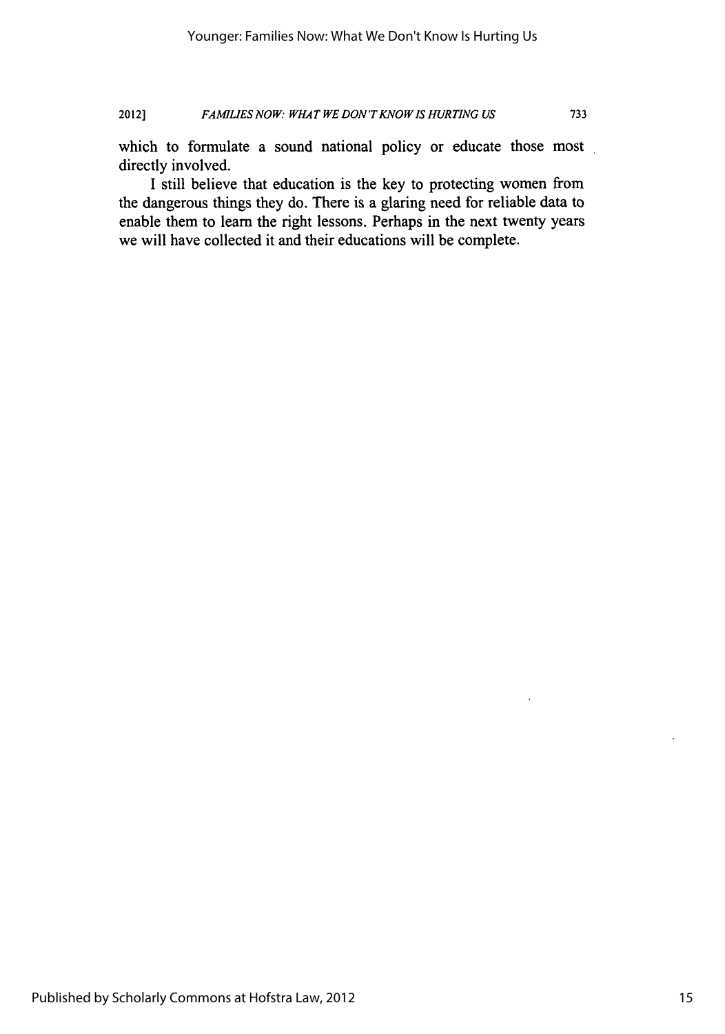which to formulate a sound national policy or educate those most directly involved.

I still believe that education is the key to protecting women from the dangerous things they do. There is a glaring need for reliable data to enable them to learn the right lessons. Perhaps in the next twenty years we will have collected it and their educations will be complete.